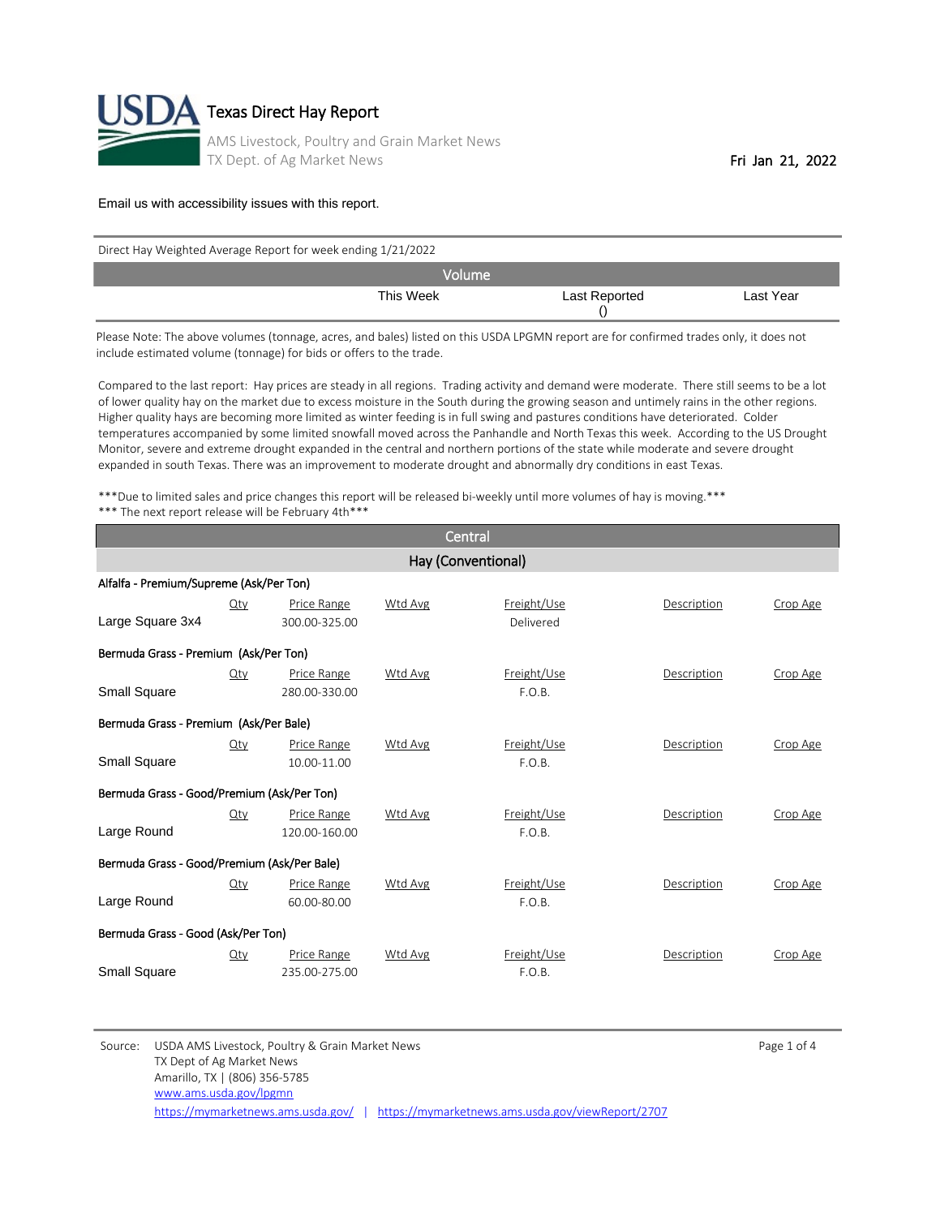# Texas Direct Hay Report

AMS Livestock, Poultry and Grain Market News
TX Dept. of Ag Market News

Fri Jan 21, 2022

Email us with accessibility issues with this report.

Direct Hay Weighted Average Report for week ending 1/21/2022

| Volume | | | |
|---|---|---|---|
| | This Week | Last Reported () | Last Year |

Please Note: The above volumes (tonnage, acres, and bales) listed on this USDA LPGMN report are for confirmed trades only, it does not include estimated volume (tonnage) for bids or offers to the trade.

Compared to the last report: Hay prices are steady in all regions. Trading activity and demand were moderate. There still seems to be a lot of lower quality hay on the market due to excess moisture in the South during the growing season and untimely rains in the other regions. Higher quality hays are becoming more limited as winter feeding is in full swing and pastures conditions have deteriorated. Colder temperatures accompanied by some limited snowfall moved across the Panhandle and North Texas this week. According to the US Drought Monitor, severe and extreme drought expanded in the central and northern portions of the state while moderate and severe drought expanded in south Texas. There was an improvement to moderate drought and abnormally dry conditions in east Texas.

***Due to limited sales and price changes this report will be released bi-weekly until more volumes of hay is moving.***
*** The next report release will be February 4th***

## Central

### Hay (Conventional)

**Alfalfa - Premium/Supreme (Ask/Per Ton)**

| | Qty | Price Range | Wtd Avg | Freight/Use | Description | Crop Age |
|---|---|---|---|---|---|---|
| Large Square 3x4 | | 300.00-325.00 | | Delivered | | |

**Bermuda Grass - Premium (Ask/Per Ton)**

| | Qty | Price Range | Wtd Avg | Freight/Use | Description | Crop Age |
|---|---|---|---|---|---|---|
| Small Square | | 280.00-330.00 | | F.O.B. | | |

**Bermuda Grass - Premium (Ask/Per Bale)**

| | Qty | Price Range | Wtd Avg | Freight/Use | Description | Crop Age |
|---|---|---|---|---|---|---|
| Small Square | | 10.00-11.00 | | F.O.B. | | |

**Bermuda Grass - Good/Premium (Ask/Per Ton)**

| | Qty | Price Range | Wtd Avg | Freight/Use | Description | Crop Age |
|---|---|---|---|---|---|---|
| Large Round | | 120.00-160.00 | | F.O.B. | | |

**Bermuda Grass - Good/Premium (Ask/Per Bale)**

| | Qty | Price Range | Wtd Avg | Freight/Use | Description | Crop Age |
|---|---|---|---|---|---|---|
| Large Round | | 60.00-80.00 | | F.O.B. | | |

**Bermuda Grass - Good (Ask/Per Ton)**

| | Qty | Price Range | Wtd Avg | Freight/Use | Description | Crop Age |
|---|---|---|---|---|---|---|
| Small Square | | 235.00-275.00 | | F.O.B. | | |

Source: USDA AMS Livestock, Poultry & Grain Market News
TX Dept of Ag Market News
Amarillo, TX | (806) 356-5785
www.ams.usda.gov/lpgmn
https://mymarketnews.ams.usda.gov/ | https://mymarketnews.ams.usda.gov/viewReport/2707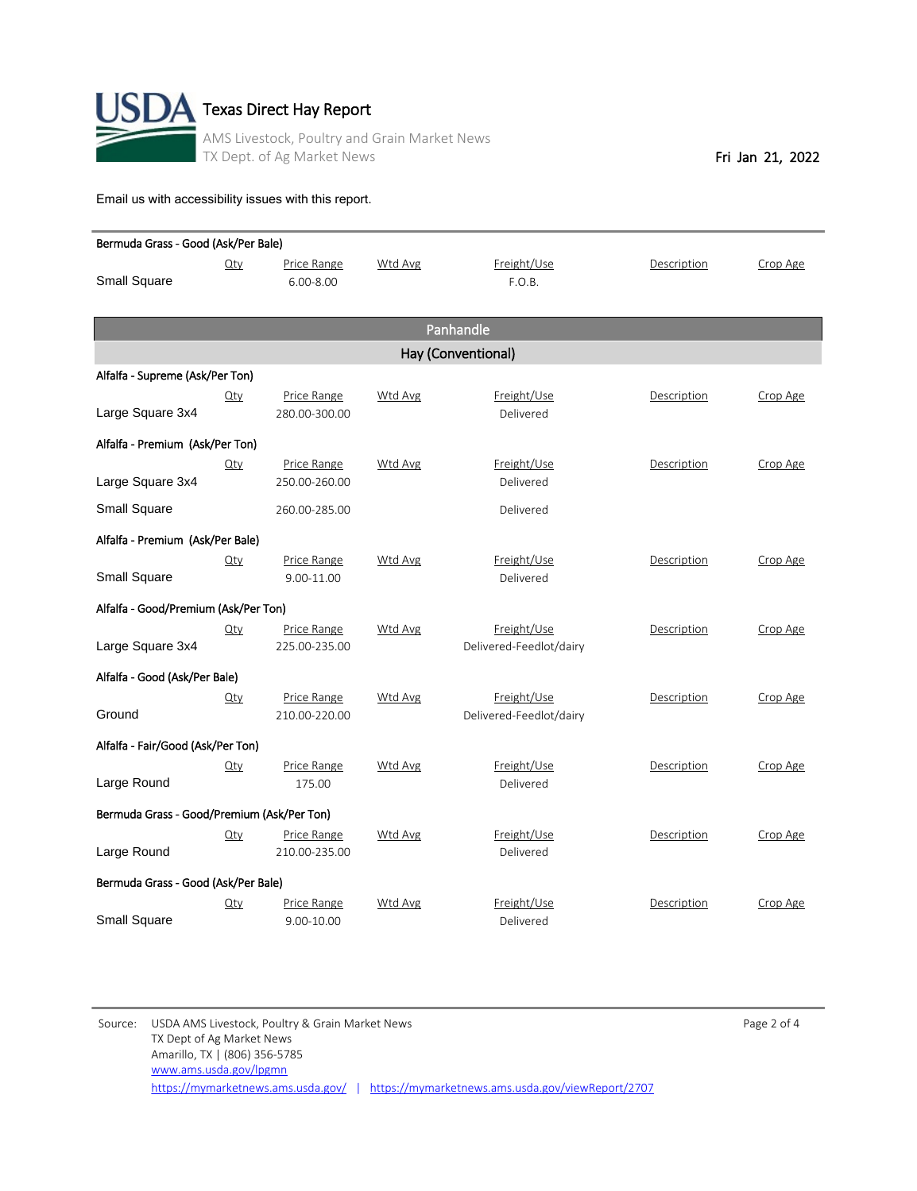# Texas Direct Hay Report

AMS Livestock, Poultry and Grain Market News
TX Dept. of Ag Market News

Fri Jan 21, 2022

Email us with accessibility issues with this report.

**Bermuda Grass - Good (Ask/Per Bale)**

| | Qty | Price Range | Wtd Avg | Freight/Use | Description | Crop Age |
|---|---|---|---|---|---|---|
| Small Square | | 6.00-8.00 | | F.O.B. | | |

## Panhandle

### Hay (Conventional)

**Alfalfa - Supreme (Ask/Per Ton)**

| | Qty | Price Range | Wtd Avg | Freight/Use | Description | Crop Age |
|---|---|---|---|---|---|---|
| Large Square 3x4 | | 280.00-300.00 | | Delivered | | |

**Alfalfa - Premium (Ask/Per Ton)**

| | Qty | Price Range | Wtd Avg | Freight/Use | Description | Crop Age |
|---|---|---|---|---|---|---|
| Large Square 3x4 | | 250.00-260.00 | | Delivered | | |
| Small Square | | 260.00-285.00 | | Delivered | | |

**Alfalfa - Premium (Ask/Per Bale)**

| | Qty | Price Range | Wtd Avg | Freight/Use | Description | Crop Age |
|---|---|---|---|---|---|---|
| Small Square | | 9.00-11.00 | | Delivered | | |

**Alfalfa - Good/Premium (Ask/Per Ton)**

| | Qty | Price Range | Wtd Avg | Freight/Use | Description | Crop Age |
|---|---|---|---|---|---|---|
| Large Square 3x4 | | 225.00-235.00 | | Delivered-Feedlot/dairy | | |

**Alfalfa - Good (Ask/Per Bale)**

| | Qty | Price Range | Wtd Avg | Freight/Use | Description | Crop Age |
|---|---|---|---|---|---|---|
| Ground | | 210.00-220.00 | | Delivered-Feedlot/dairy | | |

**Alfalfa - Fair/Good (Ask/Per Ton)**

| | Qty | Price Range | Wtd Avg | Freight/Use | Description | Crop Age |
|---|---|---|---|---|---|---|
| Large Round | | 175.00 | | Delivered | | |

**Bermuda Grass - Good/Premium (Ask/Per Ton)**

| | Qty | Price Range | Wtd Avg | Freight/Use | Description | Crop Age |
|---|---|---|---|---|---|---|
| Large Round | | 210.00-235.00 | | Delivered | | |

**Bermuda Grass - Good (Ask/Per Bale)**

| | Qty | Price Range | Wtd Avg | Freight/Use | Description | Crop Age |
|---|---|---|---|---|---|---|
| Small Square | | 9.00-10.00 | | Delivered | | |

Source: USDA AMS Livestock, Poultry & Grain Market News
TX Dept of Ag Market News
Amarillo, TX | (806) 356-5785
www.ams.usda.gov/lpgmn
https://mymarketnews.ams.usda.gov/ | https://mymarketnews.ams.usda.gov/viewReport/2707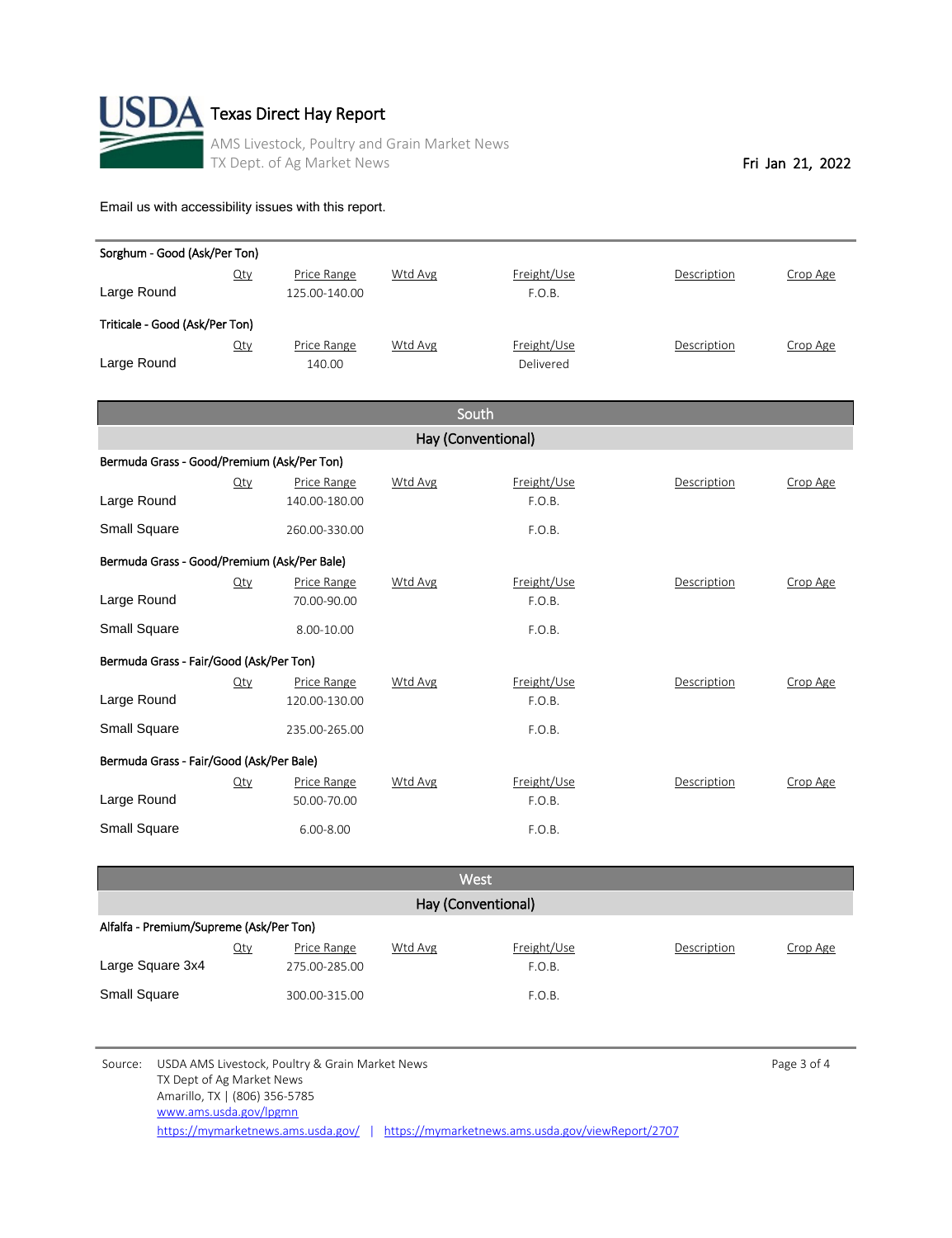# Texas Direct Hay Report

AMS Livestock, Poultry and Grain Market News
TX Dept. of Ag Market News

Fri Jan 21, 2022

Email us with accessibility issues with this report.

### Sorghum - Good (Ask/Per Ton)

| | Qty | Price Range | Wtd Avg | Freight/Use | Description | Crop Age |
|---|---|---|---|---|---|---|
| Large Round | | 125.00-140.00 | | F.O.B. | | |

### Triticale - Good (Ask/Per Ton)

| | Qty | Price Range | Wtd Avg | Freight/Use | Description | Crop Age |
|---|---|---|---|---|---|---|
| Large Round | | 140.00 | | Delivered | | |

## South

### Hay (Conventional)

#### Bermuda Grass - Good/Premium (Ask/Per Ton)

| | Qty | Price Range | Wtd Avg | Freight/Use | Description | Crop Age |
|---|---|---|---|---|---|---|
| Large Round | | 140.00-180.00 | | F.O.B. | | |
| Small Square | | 260.00-330.00 | | F.O.B. | | |

#### Bermuda Grass - Good/Premium (Ask/Per Bale)

| | Qty | Price Range | Wtd Avg | Freight/Use | Description | Crop Age |
|---|---|---|---|---|---|---|
| Large Round | | 70.00-90.00 | | F.O.B. | | |
| Small Square | | 8.00-10.00 | | F.O.B. | | |

#### Bermuda Grass - Fair/Good (Ask/Per Ton)

| | Qty | Price Range | Wtd Avg | Freight/Use | Description | Crop Age |
|---|---|---|---|---|---|---|
| Large Round | | 120.00-130.00 | | F.O.B. | | |
| Small Square | | 235.00-265.00 | | F.O.B. | | |

#### Bermuda Grass - Fair/Good (Ask/Per Bale)

| | Qty | Price Range | Wtd Avg | Freight/Use | Description | Crop Age |
|---|---|---|---|---|---|---|
| Large Round | | 50.00-70.00 | | F.O.B. | | |
| Small Square | | 6.00-8.00 | | F.O.B. | | |

## West

### Hay (Conventional)

#### Alfalfa - Premium/Supreme (Ask/Per Ton)

| | Qty | Price Range | Wtd Avg | Freight/Use | Description | Crop Age |
|---|---|---|---|---|---|---|
| Large Square 3x4 | | 275.00-285.00 | | F.O.B. | | |
| Small Square | | 300.00-315.00 | | F.O.B. | | |

Source: USDA AMS Livestock, Poultry & Grain Market News
TX Dept of Ag Market News
Amarillo, TX | (806) 356-5785
www.ams.usda.gov/lpgmn
https://mymarketnews.ams.usda.gov/ | https://mymarketnews.ams.usda.gov/viewReport/2707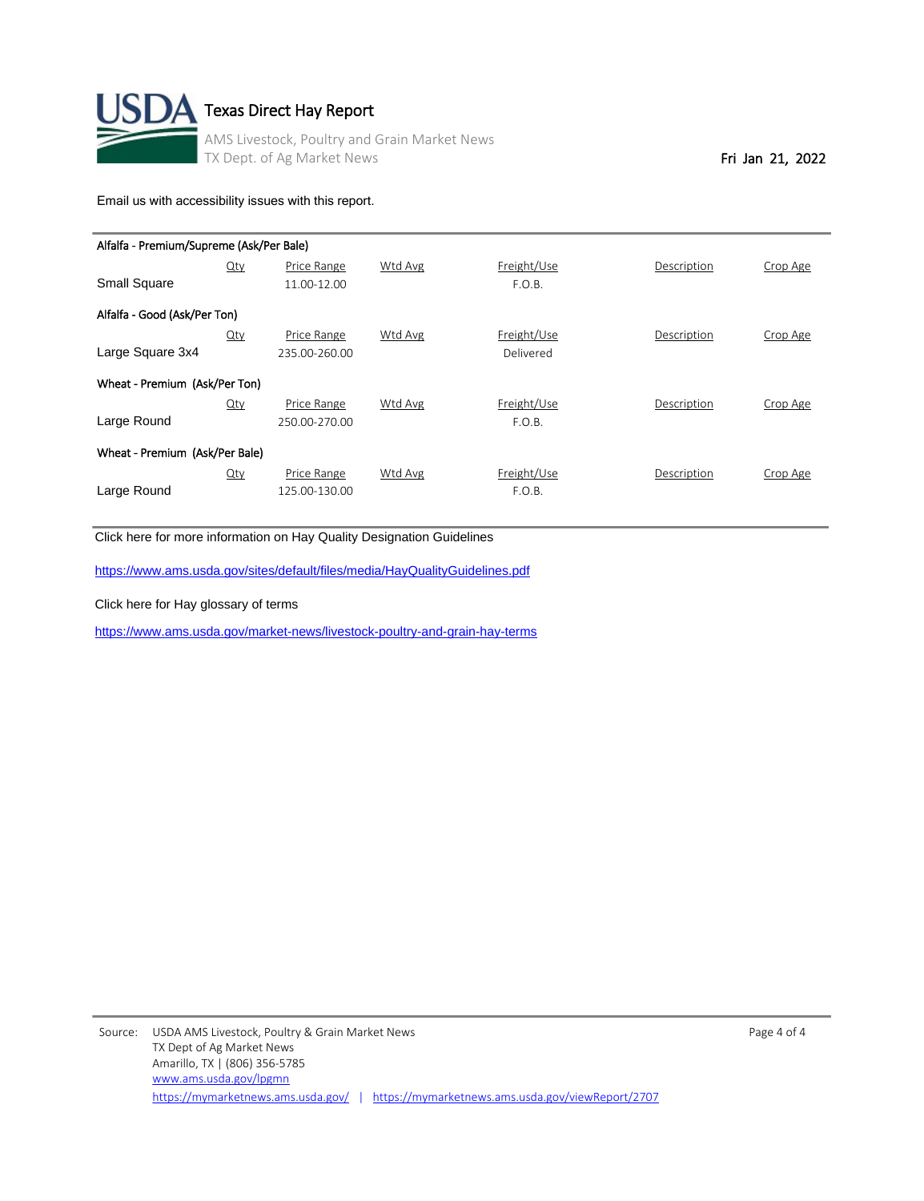# Texas Direct Hay Report

AMS Livestock, Poultry and Grain Market News
TX Dept. of Ag Market News

Fri Jan 21, 2022

Email us with accessibility issues with this report.

**Alfalfa - Premium/Supreme (Ask/Per Bale)**

| | Qty | Price Range | Wtd Avg | Freight/Use | Description | Crop Age |
|---|---|---|---|---|---|---|
| Small Square | | 11.00-12.00 | | F.O.B. | | |

**Alfalfa - Good (Ask/Per Ton)**

| | Qty | Price Range | Wtd Avg | Freight/Use | Description | Crop Age |
|---|---|---|---|---|---|---|
| Large Square 3x4 | | 235.00-260.00 | | Delivered | | |

**Wheat - Premium (Ask/Per Ton)**

| | Qty | Price Range | Wtd Avg | Freight/Use | Description | Crop Age |
|---|---|---|---|---|---|---|
| Large Round | | 250.00-270.00 | | F.O.B. | | |

**Wheat - Premium (Ask/Per Bale)**

| | Qty | Price Range | Wtd Avg | Freight/Use | Description | Crop Age |
|---|---|---|---|---|---|---|
| Large Round | | 125.00-130.00 | | F.O.B. | | |

Click here for more information on Hay Quality Designation Guidelines

https://www.ams.usda.gov/sites/default/files/media/HayQualityGuidelines.pdf

Click here for Hay glossary of terms

https://www.ams.usda.gov/market-news/livestock-poultry-and-grain-hay-terms

Source: USDA AMS Livestock, Poultry & Grain Market News
TX Dept of Ag Market News
Amarillo, TX | (806) 356-5785
www.ams.usda.gov/lpgmn
https://mymarketnews.ams.usda.gov/ | https://mymarketnews.ams.usda.gov/viewReport/2707